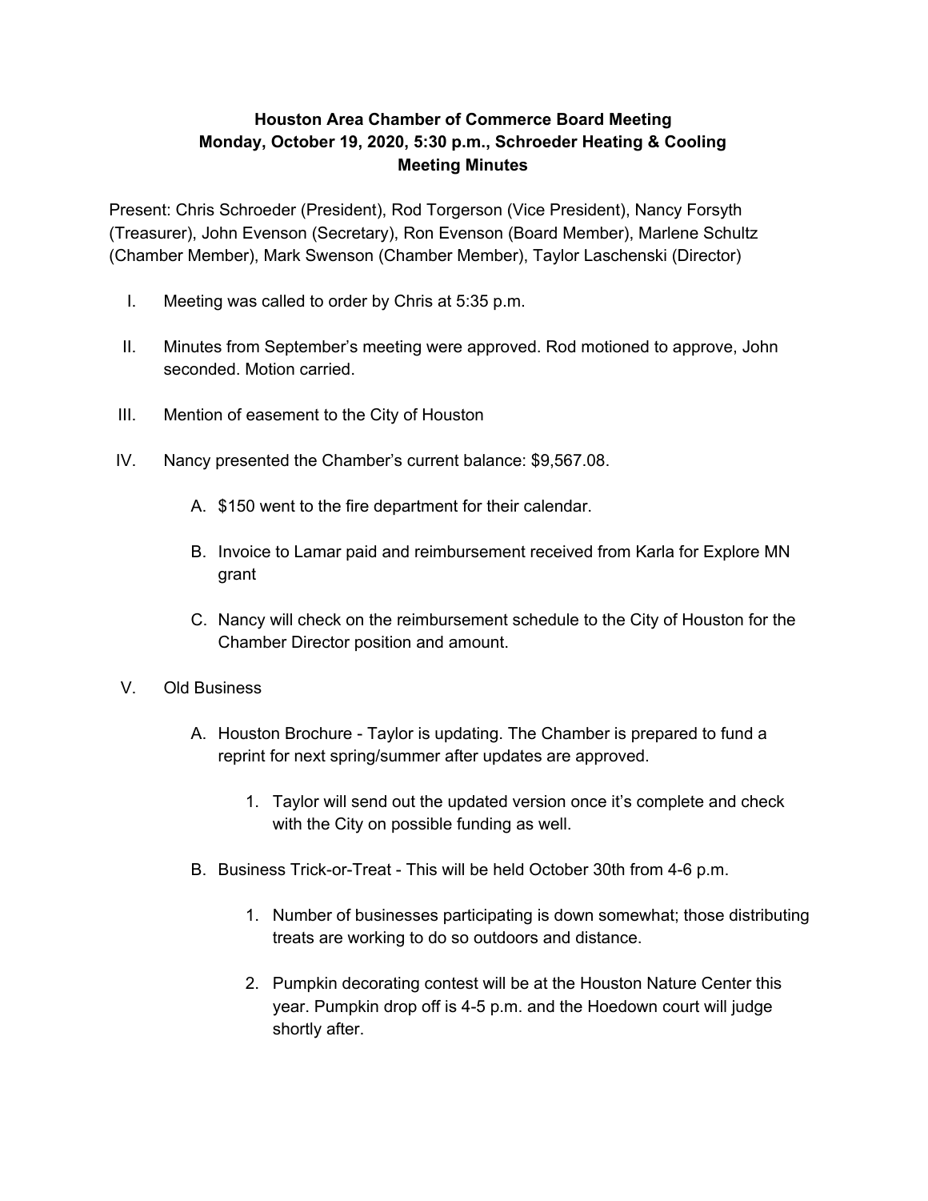**Houston Area Chamber of Commerce Board Meeting**
**Monday, October 19, 2020, 5:30 p.m., Schroeder Heating & Cooling**
**Meeting Minutes**

Present: Chris Schroeder (President), Rod Torgerson (Vice President), Nancy Forsyth (Treasurer), John Evenson (Secretary), Ron Evenson (Board Member), Marlene Schultz (Chamber Member), Mark Swenson (Chamber Member), Taylor Laschenski (Director)

I. Meeting was called to order by Chris at 5:35 p.m.

II. Minutes from September's meeting were approved. Rod motioned to approve, John seconded. Motion carried.

III. Mention of easement to the City of Houston

IV. Nancy presented the Chamber's current balance: $9,567.08.

   A. $150 went to the fire department for their calendar.

   B. Invoice to Lamar paid and reimbursement received from Karla for Explore MN grant

   C. Nancy will check on the reimbursement schedule to the City of Houston for the Chamber Director position and amount.

V. Old Business

   A. Houston Brochure - Taylor is updating. The Chamber is prepared to fund a reprint for next spring/summer after updates are approved.

      1. Taylor will send out the updated version once it's complete and check with the City on possible funding as well.

   B. Business Trick-or-Treat - This will be held October 30th from 4-6 p.m.

      1. Number of businesses participating is down somewhat; those distributing treats are working to do so outdoors and distance.

      2. Pumpkin decorating contest will be at the Houston Nature Center this year. Pumpkin drop off is 4-5 p.m. and the Hoedown court will judge shortly after.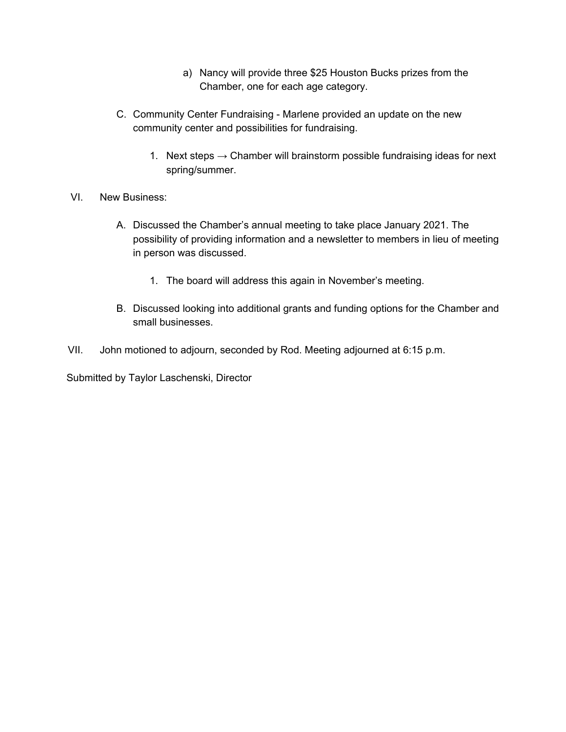a) Nancy will provide three $25 Houston Bucks prizes from the Chamber, one for each age category.

C. Community Center Fundraising - Marlene provided an update on the new community center and possibilities for fundraising.

1. Next steps → Chamber will brainstorm possible fundraising ideas for next spring/summer.

VI. New Business:

A. Discussed the Chamber's annual meeting to take place January 2021. The possibility of providing information and a newsletter to members in lieu of meeting in person was discussed.

1. The board will address this again in November's meeting.

B. Discussed looking into additional grants and funding options for the Chamber and small businesses.

VII. John motioned to adjourn, seconded by Rod. Meeting adjourned at 6:15 p.m.

Submitted by Taylor Laschenski, Director